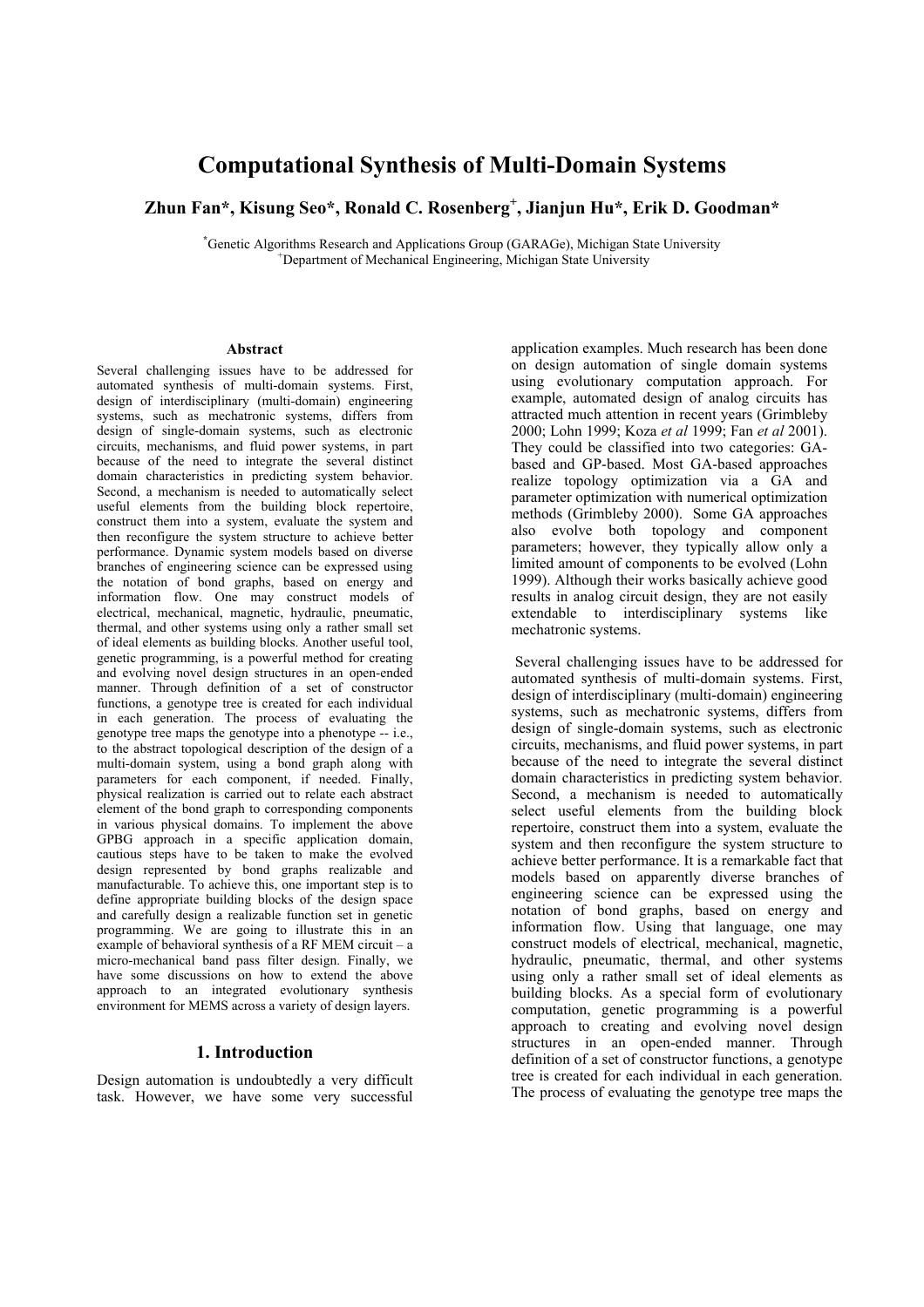# Computational Synthesis of Multi-Domain Systems

**Zhun Fan\*, Kisung Seo\*, Ronald C. Rosenberg[+], Jianjun Hu\*, Erik D. Goodman\***

\*Genetic Algorithms Research and Applications Group (GARAGe), Michigan State University
[+]Department of Mechanical Engineering, Michigan State University

### Abstract

Several challenging issues have to be addressed for automated synthesis of multi-domain systems. First, design of interdisciplinary (multi-domain) engineering systems, such as mechatronic systems, differs from design of single-domain systems, such as electronic circuits, mechanisms, and fluid power systems, in part because of the need to integrate the several distinct domain characteristics in predicting system behavior. Second, a mechanism is needed to automatically select useful elements from the building block repertoire, construct them into a system, evaluate the system and then reconfigure the system structure to achieve better performance. Dynamic system models based on diverse branches of engineering science can be expressed using the notation of bond graphs, based on energy and information flow. One may construct models of electrical, mechanical, magnetic, hydraulic, pneumatic, thermal, and other systems using only a rather small set of ideal elements as building blocks. Another useful tool, genetic programming, is a powerful method for creating and evolving novel design structures in an open-ended manner. Through definition of a set of constructor functions, a genotype tree is created for each individual in each generation. The process of evaluating the genotype tree maps the genotype into a phenotype -- i.e., to the abstract topological description of the design of a multi-domain system, using a bond graph along with parameters for each component, if needed. Finally, physical realization is carried out to relate each abstract element of the bond graph to corresponding components in various physical domains. To implement the above GPBG approach in a specific application domain, cautious steps have to be taken to make the evolved design represented by bond graphs realizable and manufacturable. To achieve this, one important step is to define appropriate building blocks of the design space and carefully design a realizable function set in genetic programming. We are going to illustrate this in an example of behavioral synthesis of a RF MEM circuit – a micro-mechanical band pass filter design. Finally, we have some discussions on how to extend the above approach to an integrated evolutionary synthesis environment for MEMS across a variety of design layers.

## 1. Introduction

Design automation is undoubtedly a very difficult task. However, we have some very successful application examples. Much research has been done on design automation of single domain systems using evolutionary computation approach. For example, automated design of analog circuits has attracted much attention in recent years (Grimbleby 2000; Lohn 1999; Koza *et al* 1999; Fan *et al* 2001). They could be classified into two categories: GA-based and GP-based. Most GA-based approaches realize topology optimization via a GA and parameter optimization with numerical optimization methods (Grimbleby 2000). Some GA approaches also evolve both topology and component parameters; however, they typically allow only a limited amount of components to be evolved (Lohn 1999). Although their works basically achieve good results in analog circuit design, they are not easily extendable to interdisciplinary systems like mechatronic systems.

Several challenging issues have to be addressed for automated synthesis of multi-domain systems. First, design of interdisciplinary (multi-domain) engineering systems, such as mechatronic systems, differs from design of single-domain systems, such as electronic circuits, mechanisms, and fluid power systems, in part because of the need to integrate the several distinct domain characteristics in predicting system behavior. Second, a mechanism is needed to automatically select useful elements from the building block repertoire, construct them into a system, evaluate the system and then reconfigure the system structure to achieve better performance. It is a remarkable fact that models based on apparently diverse branches of engineering science can be expressed using the notation of bond graphs, based on energy and information flow. Using that language, one may construct models of electrical, mechanical, magnetic, hydraulic, pneumatic, thermal, and other systems using only a rather small set of ideal elements as building blocks. As a special form of evolutionary computation, genetic programming is a powerful approach to creating and evolving novel design structures in an open-ended manner. Through definition of a set of constructor functions, a genotype tree is created for each individual in each generation. The process of evaluating the genotype tree maps the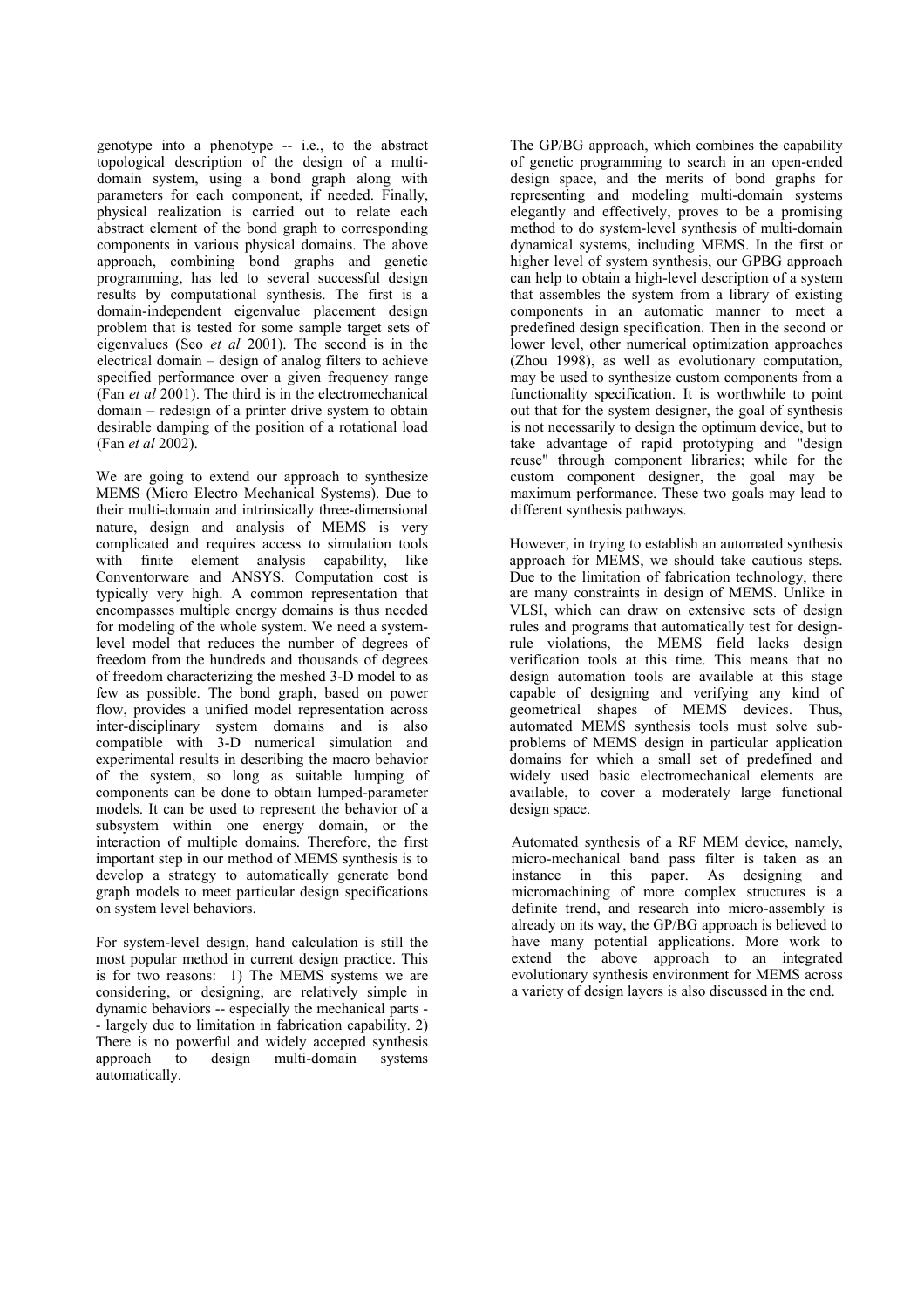genotype into a phenotype -- i.e., to the abstract topological description of the design of a multi-domain system, using a bond graph along with parameters for each component, if needed. Finally, physical realization is carried out to relate each abstract element of the bond graph to corresponding components in various physical domains. The above approach, combining bond graphs and genetic programming, has led to several successful design results by computational synthesis. The first is a domain-independent eigenvalue placement design problem that is tested for some sample target sets of eigenvalues (Seo *et al* 2001). The second is in the electrical domain – design of analog filters to achieve specified performance over a given frequency range (Fan *et al* 2001). The third is in the electromechanical domain – redesign of a printer drive system to obtain desirable damping of the position of a rotational load (Fan *et al* 2002).

We are going to extend our approach to synthesize MEMS (Micro Electro Mechanical Systems). Due to their multi-domain and intrinsically three-dimensional nature, design and analysis of MEMS is very complicated and requires access to simulation tools with finite element analysis capability, like Conventorware and ANSYS. Computation cost is typically very high. A common representation that encompasses multiple energy domains is thus needed for modeling of the whole system. We need a system-level model that reduces the number of degrees of freedom from the hundreds and thousands of degrees of freedom characterizing the meshed 3-D model to as few as possible. The bond graph, based on power flow, provides a unified model representation across inter-disciplinary system domains and is also compatible with 3-D numerical simulation and experimental results in describing the macro behavior of the system, so long as suitable lumping of components can be done to obtain lumped-parameter models. It can be used to represent the behavior of a subsystem within one energy domain, or the interaction of multiple domains. Therefore, the first important step in our method of MEMS synthesis is to develop a strategy to automatically generate bond graph models to meet particular design specifications on system level behaviors.

For system-level design, hand calculation is still the most popular method in current design practice. This is for two reasons: 1) The MEMS systems we are considering, or designing, are relatively simple in dynamic behaviors -- especially the mechanical parts -- largely due to limitation in fabrication capability. 2) There is no powerful and widely accepted synthesis approach to design multi-domain systems automatically.

The GP/BG approach, which combines the capability of genetic programming to search in an open-ended design space, and the merits of bond graphs for representing and modeling multi-domain systems elegantly and effectively, proves to be a promising method to do system-level synthesis of multi-domain dynamical systems, including MEMS. In the first or higher level of system synthesis, our GPBG approach can help to obtain a high-level description of a system that assembles the system from a library of existing components in an automatic manner to meet a predefined design specification. Then in the second or lower level, other numerical optimization approaches (Zhou 1998), as well as evolutionary computation, may be used to synthesize custom components from a functionality specification. It is worthwhile to point out that for the system designer, the goal of synthesis is not necessarily to design the optimum device, but to take advantage of rapid prototyping and "design reuse" through component libraries; while for the custom component designer, the goal may be maximum performance. These two goals may lead to different synthesis pathways.

However, in trying to establish an automated synthesis approach for MEMS, we should take cautious steps. Due to the limitation of fabrication technology, there are many constraints in design of MEMS. Unlike in VLSI, which can draw on extensive sets of design rules and programs that automatically test for design-rule violations, the MEMS field lacks design verification tools at this time. This means that no design automation tools are available at this stage capable of designing and verifying any kind of geometrical shapes of MEMS devices. Thus, automated MEMS synthesis tools must solve sub-problems of MEMS design in particular application domains for which a small set of predefined and widely used basic electromechanical elements are available, to cover a moderately large functional design space.

Automated synthesis of a RF MEM device, namely, micro-mechanical band pass filter is taken as an instance in this paper. As designing and micromachining of more complex structures is a definite trend, and research into micro-assembly is already on its way, the GP/BG approach is believed to have many potential applications. More work to extend the above approach to an integrated evolutionary synthesis environment for MEMS across a variety of design layers is also discussed in the end.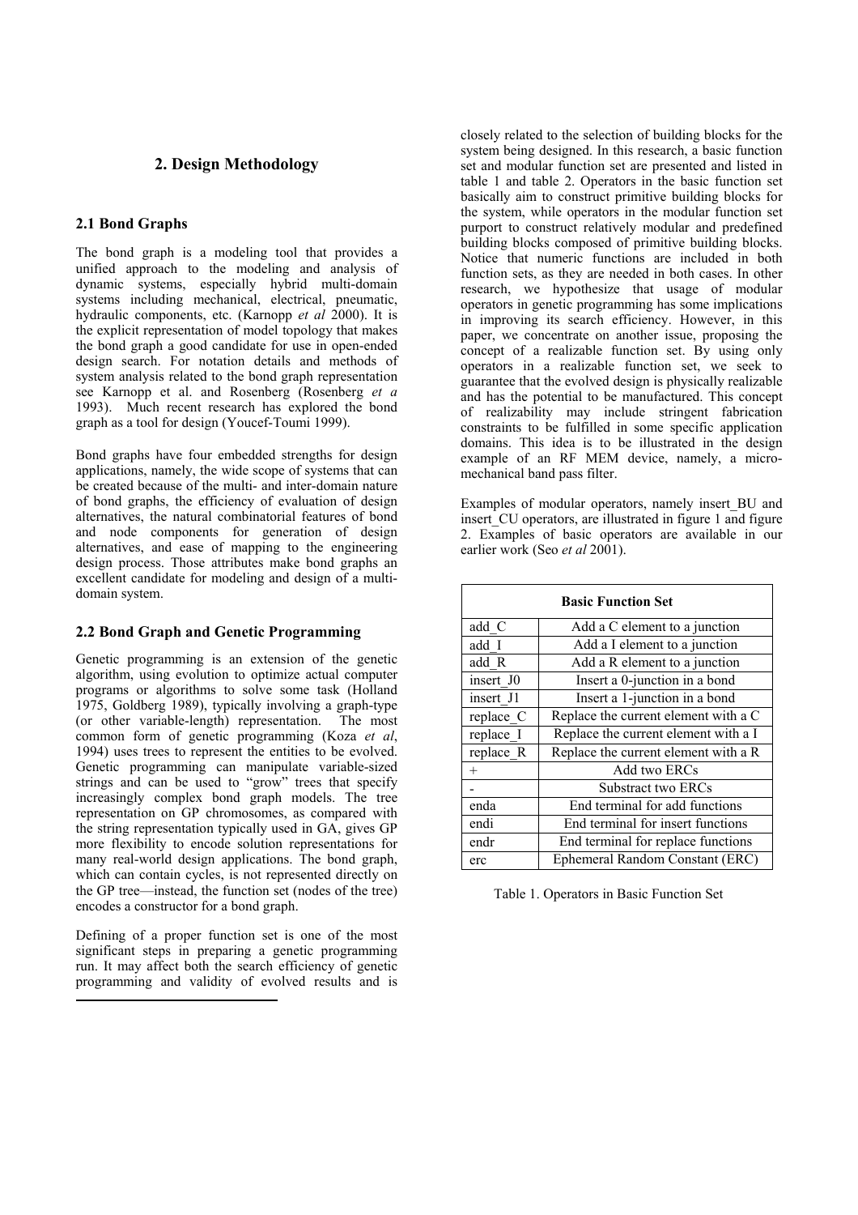## 2. Design Methodology

### 2.1 Bond Graphs

The bond graph is a modeling tool that provides a unified approach to the modeling and analysis of dynamic systems, especially hybrid multi-domain systems including mechanical, electrical, pneumatic, hydraulic components, etc. (Karnopp *et al* 2000). It is the explicit representation of model topology that makes the bond graph a good candidate for use in open-ended design search. For notation details and methods of system analysis related to the bond graph representation see Karnopp et al. and Rosenberg (Rosenberg *et a* 1993). Much recent research has explored the bond graph as a tool for design (Youcef-Toumi 1999).

Bond graphs have four embedded strengths for design applications, namely, the wide scope of systems that can be created because of the multi- and inter-domain nature of bond graphs, the efficiency of evaluation of design alternatives, the natural combinatorial features of bond and node components for generation of design alternatives, and ease of mapping to the engineering design process. Those attributes make bond graphs an excellent candidate for modeling and design of a multi-domain system.

### 2.2 Bond Graph and Genetic Programming

Genetic programming is an extension of the genetic algorithm, using evolution to optimize actual computer programs or algorithms to solve some task (Holland 1975, Goldberg 1989), typically involving a graph-type (or other variable-length) representation. The most common form of genetic programming (Koza *et al*, 1994) uses trees to represent the entities to be evolved. Genetic programming can manipulate variable-sized strings and can be used to "grow" trees that specify increasingly complex bond graph models. The tree representation on GP chromosomes, as compared with the string representation typically used in GA, gives GP more flexibility to encode solution representations for many real-world design applications. The bond graph, which can contain cycles, is not represented directly on the GP tree—instead, the function set (nodes of the tree) encodes a constructor for a bond graph.

Defining of a proper function set is one of the most significant steps in preparing a genetic programming run. It may affect both the search efficiency of genetic programming and validity of evolved results and is closely related to the selection of building blocks for the system being designed. In this research, a basic function set and modular function set are presented and listed in table 1 and table 2. Operators in the basic function set basically aim to construct primitive building blocks for the system, while operators in the modular function set purport to construct relatively modular and predefined building blocks composed of primitive building blocks. Notice that numeric functions are included in both function sets, as they are needed in both cases. In other research, we hypothesize that usage of modular operators in genetic programming has some implications in improving its search efficiency. However, in this paper, we concentrate on another issue, proposing the concept of a realizable function set. By using only operators in a realizable function set, we seek to guarantee that the evolved design is physically realizable and has the potential to be manufactured. This concept of realizability may include stringent fabrication constraints to be fulfilled in some specific application domains. This idea is to be illustrated in the design example of an RF MEM device, namely, a micro-mechanical band pass filter.

Examples of modular operators, namely insert_BU and insert_CU operators, are illustrated in figure 1 and figure 2. Examples of basic operators are available in our earlier work (Seo *et al* 2001).

| Basic Function Set | |
|---|---|
| add_C | Add a C element to a junction |
| add_I | Add a I element to a junction |
| add_R | Add a R element to a junction |
| insert_J0 | Insert a 0-junction in a bond |
| insert_J1 | Insert a 1-junction in a bond |
| replace_C | Replace the current element with a C |
| replace_I | Replace the current element with a I |
| replace_R | Replace the current element with a R |
| + | Add two ERCs |
| - | Substract two ERCs |
| enda | End terminal for add functions |
| endi | End terminal for insert functions |
| endr | End terminal for replace functions |
| erc | Ephemeral Random Constant (ERC) |

Table 1. Operators in Basic Function Set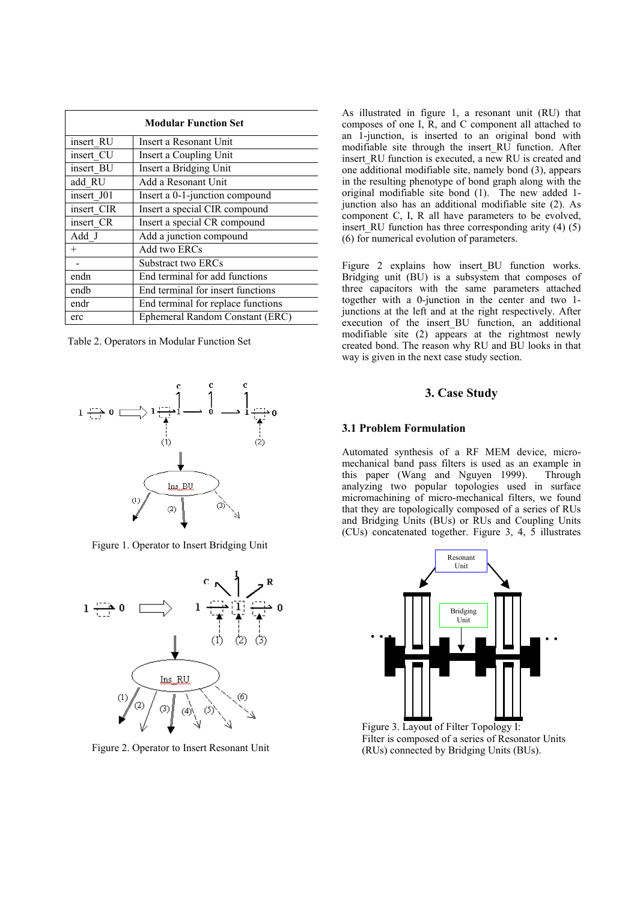| Modular Function Set | |
|---|---|
| insert_RU | Insert a Resonant Unit |
| insert_CU | Insert a Coupling Unit |
| insert_BU | Insert a Bridging Unit |
| add_RU | Add a Resonant Unit |
| insert_J01 | Insert a 0-1-junction compound |
| insert_CIR | Insert a special CIR compound |
| insert_CR | Insert a special CR compound |
| Add_J | Add a junction compound |
| + | Add two ERCs |
| - | Substract two ERCs |
| endn | End terminal for add functions |
| endb | End terminal for insert functions |
| endr | End terminal for replace functions |
| erc | Ephemeral Random Constant (ERC) |

Table 2. Operators in Modular Function Set

Figure 1. Operator to Insert Bridging Unit

Figure 2. Operator to Insert Resonant Unit

As illustrated in figure 1, a resonant unit (RU) that composes of one I, R, and C component all attached to an 1-junction, is inserted to an original bond with modifiable site through the insert_RU function. After insert_RU function is executed, a new RU is created and one additional modifiable site, namely bond (3), appears in the resulting phenotype of bond graph along with the original modifiable site bond (1). The new added 1-junction also has an additional modifiable site (2). As component C, I, R all have parameters to be evolved, insert_RU function has three corresponding arity (4) (5) (6) for numerical evolution of parameters.

Figure 2 explains how insert_BU function works. Bridging unit (BU) is a subsystem that composes of three capacitors with the same parameters attached together with a 0-junction in the center and two 1-junctions at the left and at the right respectively. After execution of the insert_BU function, an additional modifiable site (2) appears at the rightmost newly created bond. The reason why RU and BU looks in that way is given in the next case study section.

## 3. Case Study

### 3.1 Problem Formulation

Automated synthesis of a RF MEM device, micro-mechanical band pass filters is used as an example in this paper (Wang and Nguyen 1999). Through analyzing two popular topologies used in surface micromachining of micro-mechanical filters, we found that they are topologically composed of a series of RUs and Bridging Units (BUs) or RUs and Coupling Units (CUs) concatenated together. Figure 3, 4, 5 illustrates

Figure 3. Layout of Filter Topology I:
Filter is composed of a series of Resonator Units (RUs) connected by Bridging Units (BUs).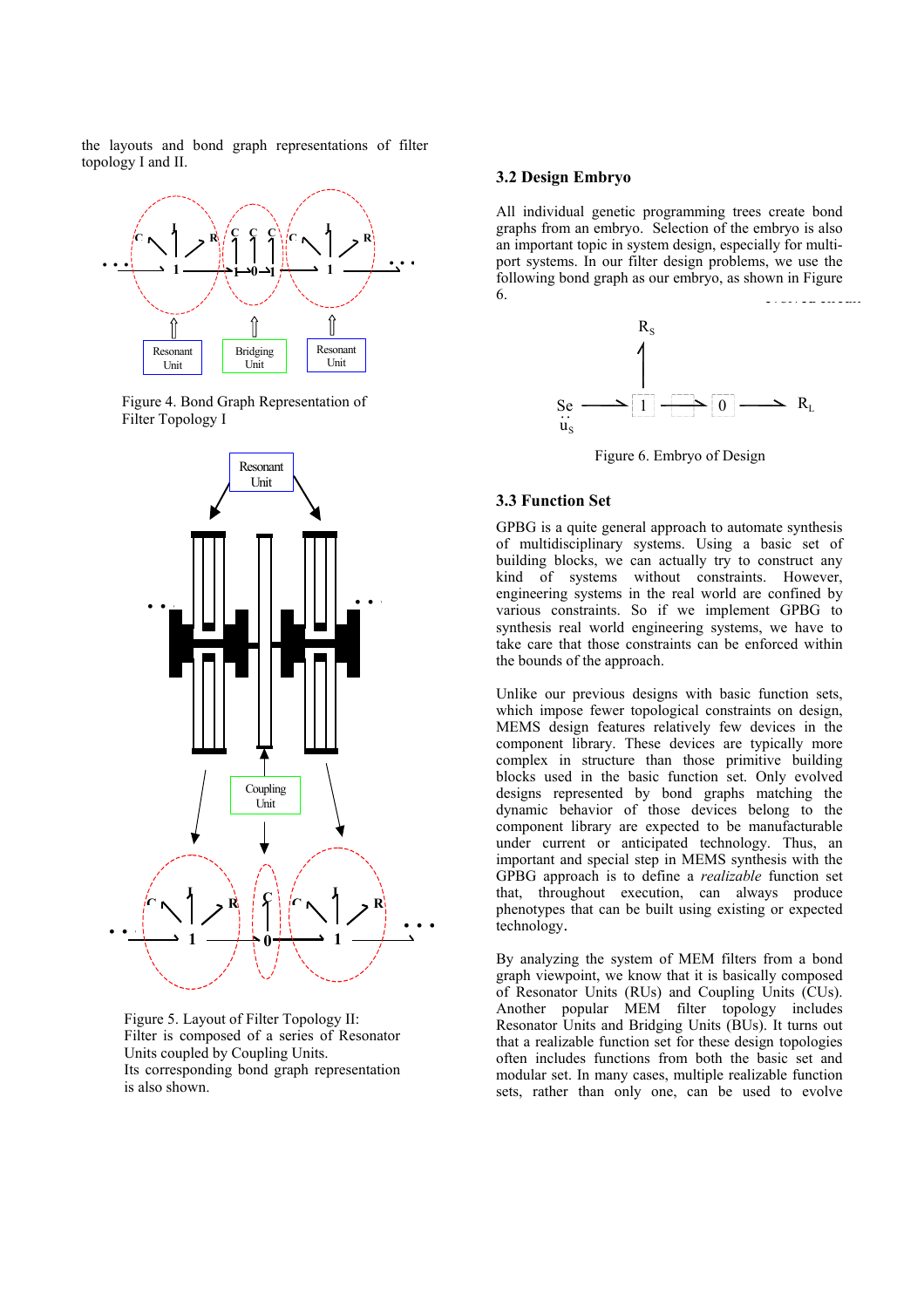the layouts and bond graph representations of filter topology I and II.

Figure 4. Bond Graph Representation of Filter Topology I

Figure 5. Layout of Filter Topology II: Filter is composed of a series of Resonator Units coupled by Coupling Units. Its corresponding bond graph representation is also shown.

### 3.2 Design Embryo

All individual genetic programming trees create bond graphs from an embryo. Selection of the embryo is also an important topic in system design, especially for multi-port systems. In our filter design problems, we use the following bond graph as our embryo, as shown in Figure 6.

Figure 6. Embryo of Design

### 3.3 Function Set

GPBG is a quite general approach to automate synthesis of multidisciplinary systems. Using a basic set of building blocks, we can actually try to construct any kind of systems without constraints. However, engineering systems in the real world are confined by various constraints. So if we implement GPBG to synthesis real world engineering systems, we have to take care that those constraints can be enforced within the bounds of the approach.

Unlike our previous designs with basic function sets, which impose fewer topological constraints on design, MEMS design features relatively few devices in the component library. These devices are typically more complex in structure than those primitive building blocks used in the basic function set. Only evolved designs represented by bond graphs matching the dynamic behavior of those devices belong to the component library are expected to be manufacturable under current or anticipated technology. Thus, an important and special step in MEMS synthesis with the GPBG approach is to define a *realizable* function set that, throughout execution, can always produce phenotypes that can be built using existing or expected technology.

By analyzing the system of MEM filters from a bond graph viewpoint, we know that it is basically composed of Resonator Units (RUs) and Coupling Units (CUs). Another popular MEM filter topology includes Resonator Units and Bridging Units (BUs). It turns out that a realizable function set for these design topologies often includes functions from both the basic set and modular set. In many cases, multiple realizable function sets, rather than only one, can be used to evolve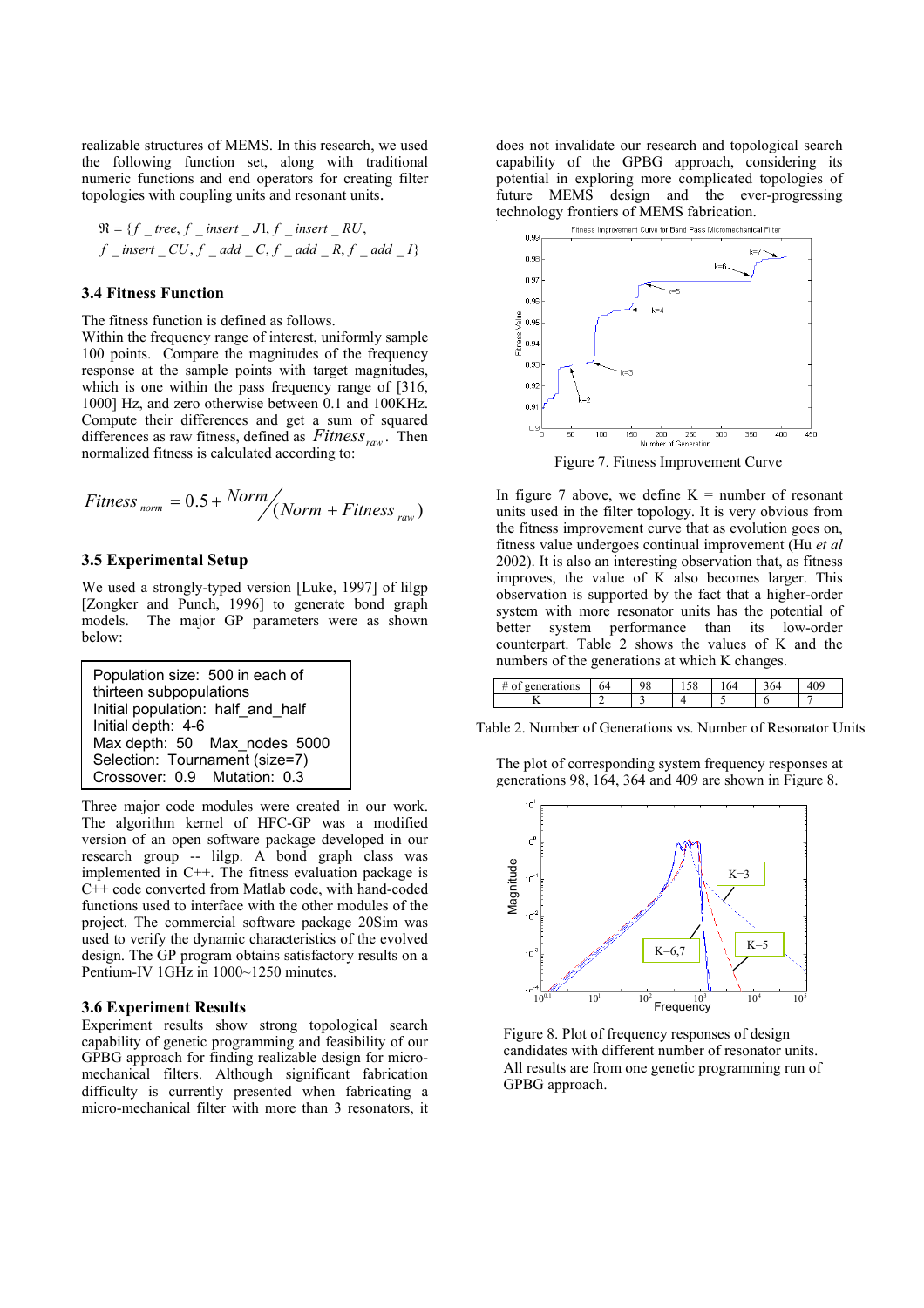realizable structures of MEMS. In this research, we used the following function set, along with traditional numeric functions and end operators for creating filter topologies with coupling units and resonant units.

$$\Re = \{f\_tree, f\_insert\_J1, f\_insert\_RU, f\_insert\_CU, f\_add\_C, f\_add\_R, f\_add\_I\}$$

### 3.4 Fitness Function

The fitness function is defined as follows.

Within the frequency range of interest, uniformly sample 100 points. Compare the magnitudes of the frequency response at the sample points with target magnitudes, which is one within the pass frequency range of [316, 1000] Hz, and zero otherwise between 0.1 and 100KHz. Compute their differences and get a sum of squared differences as raw fitness, defined as $Fitness_{raw}$. Then normalized fitness is calculated according to:

$$Fitness_{norm} = 0.5 + \frac{Norm}{(Norm + Fitness_{raw})}$$

### 3.5 Experimental Setup

We used a strongly-typed version [Luke, 1997] of lilgp [Zongker and Punch, 1996] to generate bond graph models. The major GP parameters were as shown below:

```
Population size: 500 in each of
thirteen subpopulations
Initial population: half_and_half
Initial depth: 4-6
Max depth: 50    Max_nodes 5000
Selection: Tournament (size=7)
Crossover: 0.9    Mutation: 0.3
```

Three major code modules were created in our work. The algorithm kernel of HFC-GP was a modified version of an open software package developed in our research group -- lilgp. A bond graph class was implemented in C++. The fitness evaluation package is C++ code converted from Matlab code, with hand-coded functions used to interface with the other modules of the project. The commercial software package 20Sim was used to verify the dynamic characteristics of the evolved design. The GP program obtains satisfactory results on a Pentium-IV 1GHz in 1000~1250 minutes.

### 3.6 Experiment Results

Experiment results show strong topological search capability of genetic programming and feasibility of our GPBG approach for finding realizable design for micro-mechanical filters. Although significant fabrication difficulty is currently presented when fabricating a micro-mechanical filter with more than 3 resonators, it does not invalidate our research and topological search capability of the GPBG approach, considering its potential in exploring more complicated topologies of future MEMS design and the ever-progressing technology frontiers of MEMS fabrication.

Figure 7. Fitness Improvement Curve

In figure 7 above, we define K = number of resonant units used in the filter topology. It is very obvious from the fitness improvement curve that as evolution goes on, fitness value undergoes continual improvement (Hu *et al* 2002). It is also an interesting observation that, as fitness improves, the value of K also becomes larger. This observation is supported by the fact that a higher-order system with more resonator units has the potential of better system performance than its low-order counterpart. Table 2 shows the values of K and the numbers of the generations at which K changes.

| # of generations | 64 | 98 | 158 | 164 | 364 | 409 |
|---|---|---|---|---|---|---|
| K | 2 | 3 | 4 | 5 | 6 | 7 |

Table 2. Number of Generations vs. Number of Resonator Units

The plot of corresponding system frequency responses at generations 98, 164, 364 and 409 are shown in Figure 8.

Figure 8. Plot of frequency responses of design candidates with different number of resonator units. All results are from one genetic programming run of GPBG approach.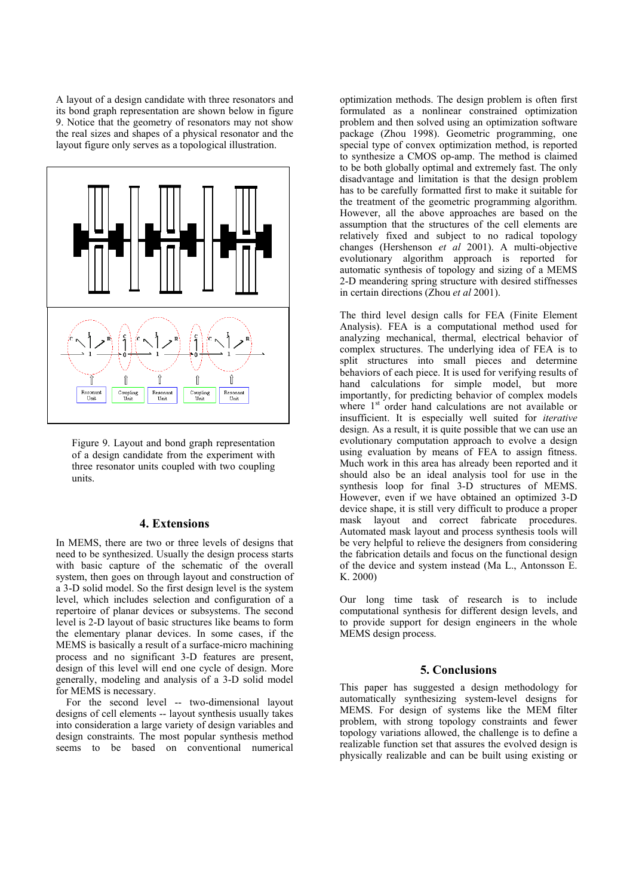A layout of a design candidate with three resonators and its bond graph representation are shown below in figure 9. Notice that the geometry of resonators may not show the real sizes and shapes of a physical resonator and the layout figure only serves as a topological illustration.

Figure 9. Layout and bond graph representation of a design candidate from the experiment with three resonator units coupled with two coupling units.

## 4. Extensions

In MEMS, there are two or three levels of designs that need to be synthesized. Usually the design process starts with basic capture of the schematic of the overall system, then goes on through layout and construction of a 3-D solid model. So the first design level is the system level, which includes selection and configuration of a repertoire of planar devices or subsystems. The second level is 2-D layout of basic structures like beams to form the elementary planar devices. In some cases, if the MEMS is basically a result of a surface-micro machining process and no significant 3-D features are present, design of this level will end one cycle of design. More generally, modeling and analysis of a 3-D solid model for MEMS is necessary.

For the second level -- two-dimensional layout designs of cell elements -- layout synthesis usually takes into consideration a large variety of design variables and design constraints. The most popular synthesis method seems to be based on conventional numerical optimization methods. The design problem is often first formulated as a nonlinear constrained optimization problem and then solved using an optimization software package (Zhou 1998). Geometric programming, one special type of convex optimization method, is reported to synthesize a CMOS op-amp. The method is claimed to be both globally optimal and extremely fast. The only disadvantage and limitation is that the design problem has to be carefully formatted first to make it suitable for the treatment of the geometric programming algorithm. However, all the above approaches are based on the assumption that the structures of the cell elements are relatively fixed and subject to no radical topology changes (Hershenson *et al* 2001). A multi-objective evolutionary algorithm approach is reported for automatic synthesis of topology and sizing of a MEMS 2-D meandering spring structure with desired stiffnesses in certain directions (Zhou *et al* 2001).

The third level design calls for FEA (Finite Element Analysis). FEA is a computational method used for analyzing mechanical, thermal, electrical behavior of complex structures. The underlying idea of FEA is to split structures into small pieces and determine behaviors of each piece. It is used for verifying results of hand calculations for simple model, but more importantly, for predicting behavior of complex models where 1st order hand calculations are not available or insufficient. It is especially well suited for *iterative* design. As a result, it is quite possible that we can use an evolutionary computation approach to evolve a design using evaluation by means of FEA to assign fitness. Much work in this area has already been reported and it should also be an ideal analysis tool for use in the synthesis loop for final 3-D structures of MEMS. However, even if we have obtained an optimized 3-D device shape, it is still very difficult to produce a proper mask layout and correct fabricate procedures. Automated mask layout and process synthesis tools will be very helpful to relieve the designers from considering the fabrication details and focus on the functional design of the device and system instead (Ma L., Antonsson E. K. 2000)

Our long time task of research is to include computational synthesis for different design levels, and to provide support for design engineers in the whole MEMS design process.

## 5. Conclusions

This paper has suggested a design methodology for automatically synthesizing system-level designs for MEMS. For design of systems like the MEM filter problem, with strong topology constraints and fewer topology variations allowed, the challenge is to define a realizable function set that assures the evolved design is physically realizable and can be built using existing or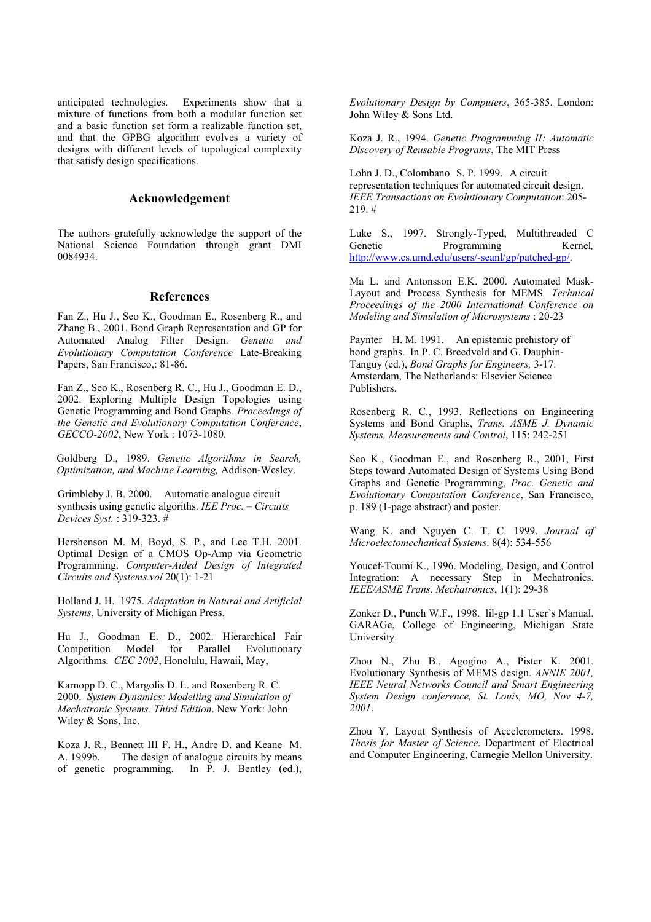anticipated technologies. Experiments show that a mixture of functions from both a modular function set and a basic function set form a realizable function set, and that the GPBG algorithm evolves a variety of designs with different levels of topological complexity that satisfy design specifications.

## Acknowledgement

The authors gratefully acknowledge the support of the National Science Foundation through grant DMI 0084934.

## References

Fan Z., Hu J., Seo K., Goodman E., Rosenberg R., and Zhang B., 2001. Bond Graph Representation and GP for Automated Analog Filter Design. *Genetic and Evolutionary Computation Conference* Late-Breaking Papers, San Francisco,: 81-86.

Fan Z., Seo K., Rosenberg R. C., Hu J., Goodman E. D., 2002. Exploring Multiple Design Topologies using Genetic Programming and Bond Graphs*. Proceedings of the Genetic and Evolutionary Computation Conference*, *GECCO-2002*, New York : 1073-1080.

Goldberg D., 1989. *Genetic Algorithms in Search, Optimization, and Machine Learning,* Addison-Wesley.

Grimbleby J. B. 2000. Automatic analogue circuit synthesis using genetic algorithms. *IEE Proc. – Circuits Devices Syst.* : 319-323. #

Hershenson M. M, Boyd, S. P., and Lee T.H. 2001. Optimal Design of a CMOS Op-Amp via Geometric Programming. *Computer-Aided Design of Integrated Circuits and Systems.vol* 20(1): 1-21

Holland J. H. 1975. *Adaptation in Natural and Artificial Systems*, University of Michigan Press.

Hu J., Goodman E. D., 2002. Hierarchical Fair Competition Model for Parallel Evolutionary Algorithms. *CEC 2002*, Honolulu, Hawaii, May,

Karnopp D. C., Margolis D. L. and Rosenberg R. C. 2000. *System Dynamics: Modelling and Simulation of Mechatronic Systems. Third Edition*. New York: John Wiley & Sons, Inc.

Koza J. R., Bennett III F. H., Andre D. and Keane M. A. 1999b. The design of analogue circuits by means of genetic programming. In P. J. Bentley (ed.), *Evolutionary Design by Computers*, 365-385. London: John Wiley & Sons Ltd.

Koza J. R., 1994. *Genetic Programming II: Automatic Discovery of Reusable Programs*, The MIT Press

Lohn J. D., Colombano S. P. 1999. A circuit representation techniques for automated circuit design. *IEEE Transactions on Evolutionary Computation*: 205-219. #

Luke S., 1997. Strongly-Typed, Multithreaded C Genetic Programming Kernel*,* http://www.cs.umd.edu/users/-seanl/gp/patched-gp/.

Ma L. and Antonsson E.K. 2000. Automated Mask-Layout and Process Synthesis for MEMS*. Technical Proceedings of the 2000 International Conference on Modeling and Simulation of Microsystems* : 20-23

Paynter H. M. 1991. An epistemic prehistory of bond graphs. In P. C. Breedveld and G. Dauphin-Tanguy (ed.), *Bond Graphs for Engineers,* 3-17. Amsterdam, The Netherlands: Elsevier Science Publishers.

Rosenberg R. C., 1993. Reflections on Engineering Systems and Bond Graphs, *Trans. ASME J. Dynamic Systems, Measurements and Control*, 115: 242-251

Seo K., Goodman E., and Rosenberg R., 2001, First Steps toward Automated Design of Systems Using Bond Graphs and Genetic Programming, *Proc. Genetic and Evolutionary Computation Conference*, San Francisco, p. 189 (1-page abstract) and poster.

Wang K. and Nguyen C. T. C. 1999. *Journal of Microelectomechanical Systems*. 8(4): 534-556

Youcef-Toumi K., 1996. Modeling, Design, and Control Integration: A necessary Step in Mechatronics. *IEEE/ASME Trans. Mechatronics*, 1(1): 29-38

Zonker D., Punch W.F., 1998. lil-gp 1.1 User's Manual. GARAGe, College of Engineering, Michigan State University.

Zhou N., Zhu B., Agogino A., Pister K. 2001. Evolutionary Synthesis of MEMS design. *ANNIE 2001, IEEE Neural Networks Council and Smart Engineering System Design conference, St. Louis, MO, Nov 4-7, 2001*.

Zhou Y. Layout Synthesis of Accelerometers. 1998. *Thesis for Master of Science*. Department of Electrical and Computer Engineering, Carnegie Mellon University.